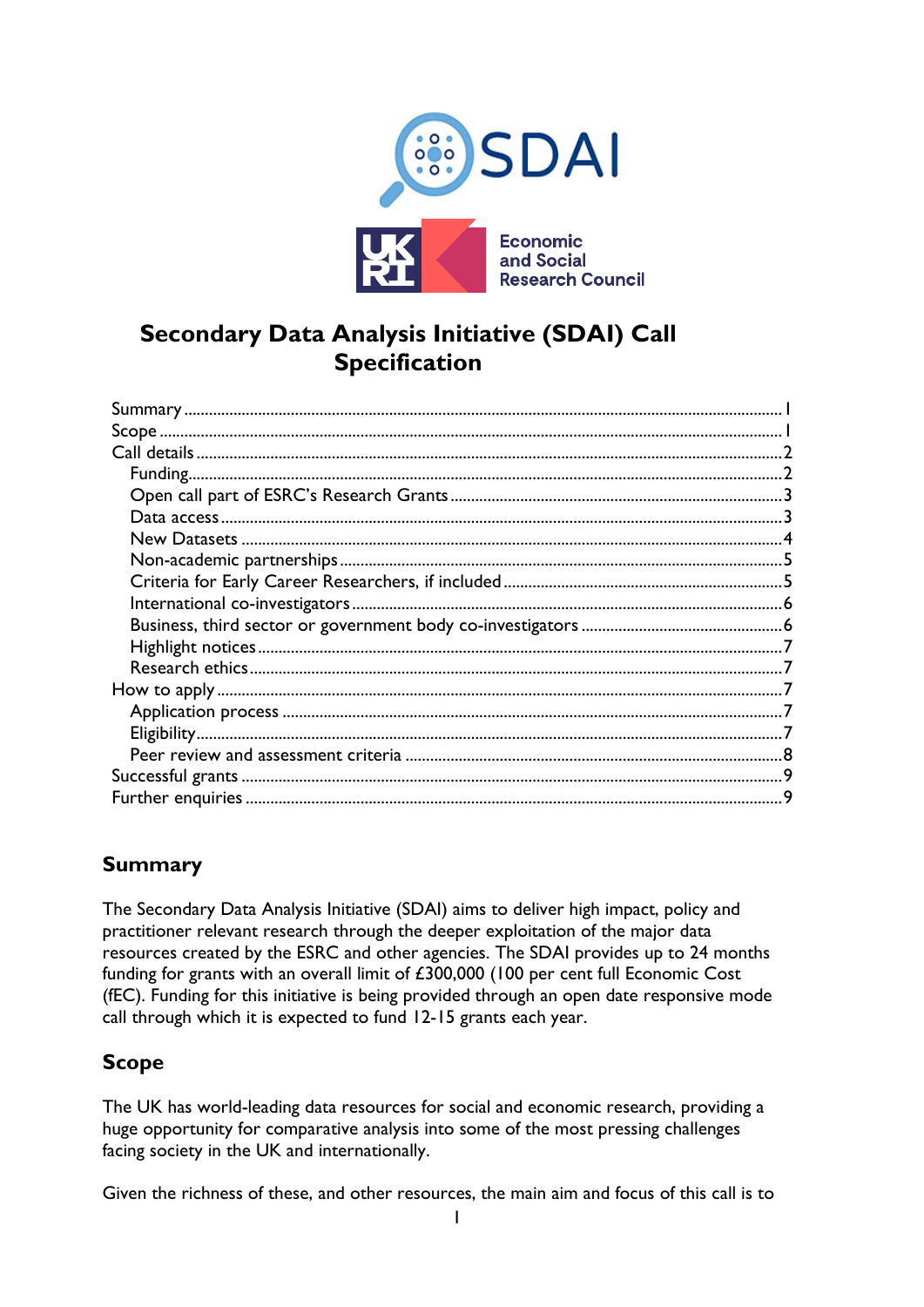# Secondary Data Analysis Initiative (SDAI) Call Specification

Summary ........................................................ 1
Scope ........................................................ 1
Call details ........................................................ 2
  Funding ........................................................ 2
  Open call part of ESRC's Research Grants ........................................................ 3
  Data access ........................................................ 3
  New Datasets ........................................................ 4
  Non-academic partnerships ........................................................ 5
  Criteria for Early Career Researchers, if included ........................................................ 5
  International co-investigators ........................................................ 6
  Business, third sector or government body co-investigators ........................................................ 6
  Highlight notices ........................................................ 7
  Research ethics ........................................................ 7
How to apply ........................................................ 7
  Application process ........................................................ 7
  Eligibility ........................................................ 7
  Peer review and assessment criteria ........................................................ 8
Successful grants ........................................................ 9
Further enquiries ........................................................ 9

## Summary

The Secondary Data Analysis Initiative (SDAI) aims to deliver high impact, policy and practitioner relevant research through the deeper exploitation of the major data resources created by the ESRC and other agencies. The SDAI provides up to 24 months funding for grants with an overall limit of £300,000 (100 per cent full Economic Cost (fEC). Funding for this initiative is being provided through an open date responsive mode call through which it is expected to fund 12-15 grants each year.

## Scope

The UK has world-leading data resources for social and economic research, providing a huge opportunity for comparative analysis into some of the most pressing challenges facing society in the UK and internationally.

Given the richness of these, and other resources, the main aim and focus of this call is to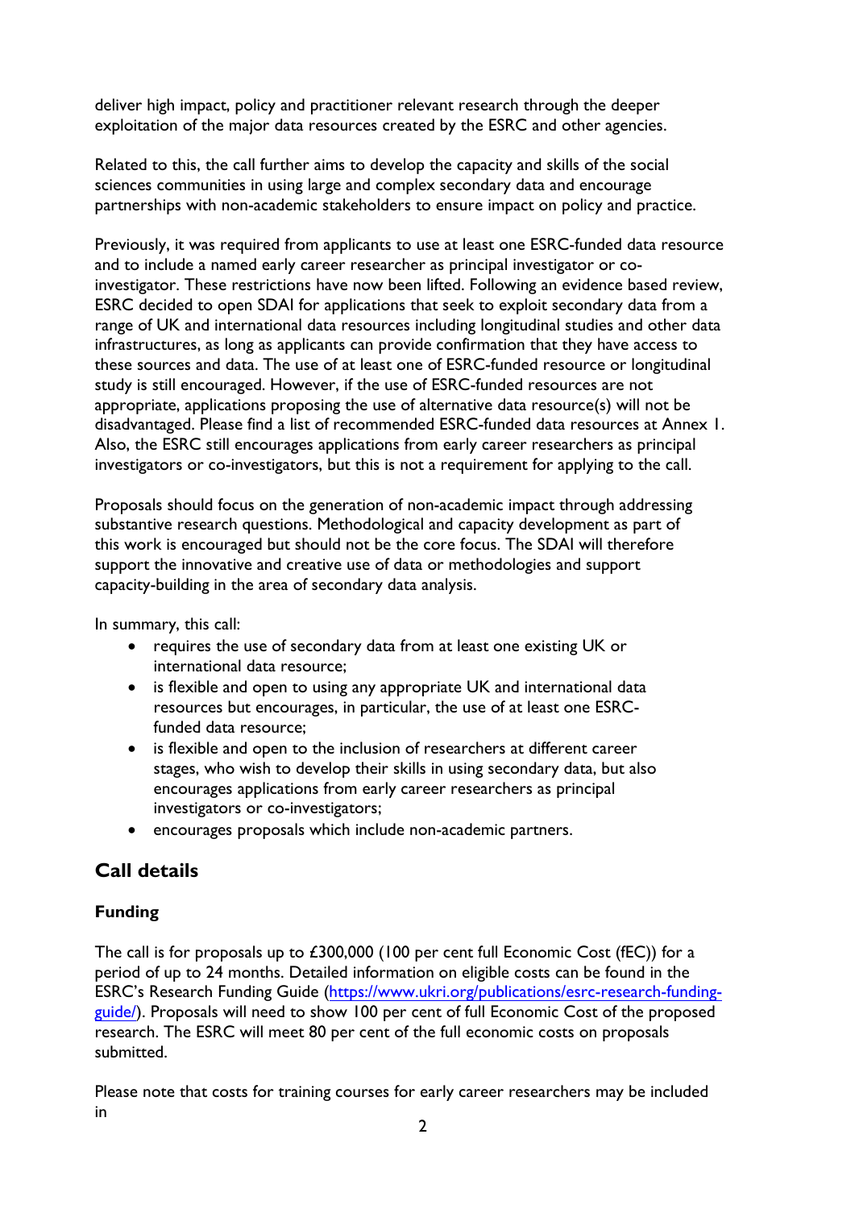deliver high impact, policy and practitioner relevant research through the deeper exploitation of the major data resources created by the ESRC and other agencies.

Related to this, the call further aims to develop the capacity and skills of the social sciences communities in using large and complex secondary data and encourage partnerships with non-academic stakeholders to ensure impact on policy and practice.

Previously, it was required from applicants to use at least one ESRC-funded data resource and to include a named early career researcher as principal investigator or co-investigator. These restrictions have now been lifted. Following an evidence based review, ESRC decided to open SDAI for applications that seek to exploit secondary data from a range of UK and international data resources including longitudinal studies and other data infrastructures, as long as applicants can provide confirmation that they have access to these sources and data. The use of at least one of ESRC-funded resource or longitudinal study is still encouraged. However, if the use of ESRC-funded resources are not appropriate, applications proposing the use of alternative data resource(s) will not be disadvantaged. Please find a list of recommended ESRC-funded data resources at Annex 1. Also, the ESRC still encourages applications from early career researchers as principal investigators or co-investigators, but this is not a requirement for applying to the call.

Proposals should focus on the generation of non-academic impact through addressing substantive research questions. Methodological and capacity development as part of this work is encouraged but should not be the core focus. The SDAI will therefore support the innovative and creative use of data or methodologies and support capacity-building in the area of secondary data analysis.

In summary, this call:

- requires the use of secondary data from at least one existing UK or international data resource;
- is flexible and open to using any appropriate UK and international data resources but encourages, in particular, the use of at least one ESRC-funded data resource;
- is flexible and open to the inclusion of researchers at different career stages, who wish to develop their skills in using secondary data, but also encourages applications from early career researchers as principal investigators or co-investigators;
- encourages proposals which include non-academic partners.

## Call details

### Funding

The call is for proposals up to £300,000 (100 per cent full Economic Cost (fEC)) for a period of up to 24 months. Detailed information on eligible costs can be found in the ESRC's Research Funding Guide (https://www.ukri.org/publications/esrc-research-funding-guide/). Proposals will need to show 100 per cent of full Economic Cost of the proposed research. The ESRC will meet 80 per cent of the full economic costs on proposals submitted.

Please note that costs for training courses for early career researchers may be included in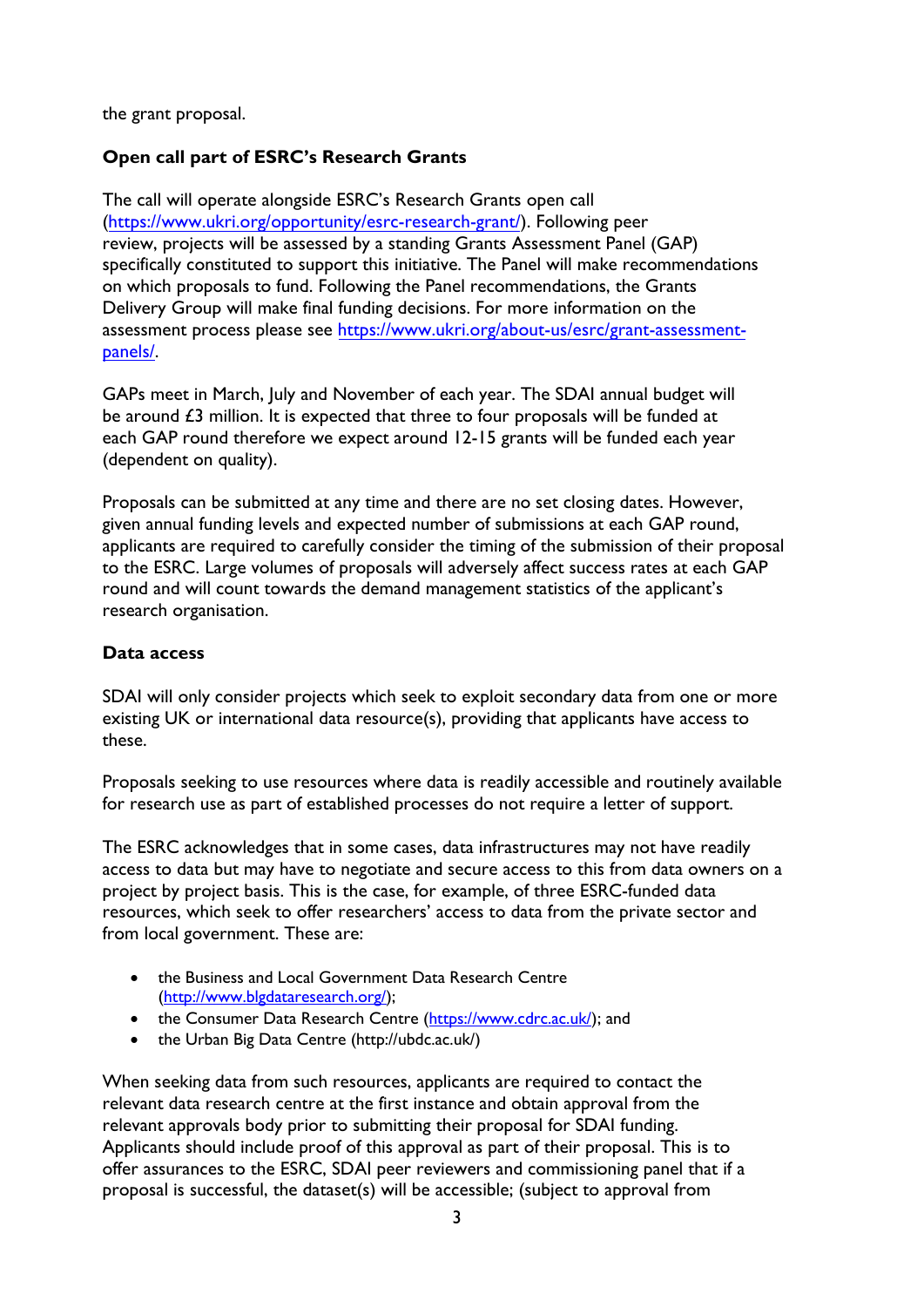the grant proposal.

**Open call part of ESRC's Research Grants**

The call will operate alongside ESRC's Research Grants open call (https://www.ukri.org/opportunity/esrc-research-grant/). Following peer review, projects will be assessed by a standing Grants Assessment Panel (GAP) specifically constituted to support this initiative. The Panel will make recommendations on which proposals to fund. Following the Panel recommendations, the Grants Delivery Group will make final funding decisions. For more information on the assessment process please see https://www.ukri.org/about-us/esrc/grant-assessment-panels/.

GAPs meet in March, July and November of each year. The SDAI annual budget will be around £3 million. It is expected that three to four proposals will be funded at each GAP round therefore we expect around 12-15 grants will be funded each year (dependent on quality).

Proposals can be submitted at any time and there are no set closing dates. However, given annual funding levels and expected number of submissions at each GAP round, applicants are required to carefully consider the timing of the submission of their proposal to the ESRC. Large volumes of proposals will adversely affect success rates at each GAP round and will count towards the demand management statistics of the applicant's research organisation.

**Data access**

SDAI will only consider projects which seek to exploit secondary data from one or more existing UK or international data resource(s), providing that applicants have access to these.

Proposals seeking to use resources where data is readily accessible and routinely available for research use as part of established processes do not require a letter of support.

The ESRC acknowledges that in some cases, data infrastructures may not have readily access to data but may have to negotiate and secure access to this from data owners on a project by project basis. This is the case, for example, of three ESRC-funded data resources, which seek to offer researchers' access to data from the private sector and from local government. These are:

- the Business and Local Government Data Research Centre (http://www.blgdataresearch.org/);
- the Consumer Data Research Centre (https://www.cdrc.ac.uk/); and
- the Urban Big Data Centre (http://ubdc.ac.uk/)

When seeking data from such resources, applicants are required to contact the relevant data research centre at the first instance and obtain approval from the relevant approvals body prior to submitting their proposal for SDAI funding. Applicants should include proof of this approval as part of their proposal. This is to offer assurances to the ESRC, SDAI peer reviewers and commissioning panel that if a proposal is successful, the dataset(s) will be accessible; (subject to approval from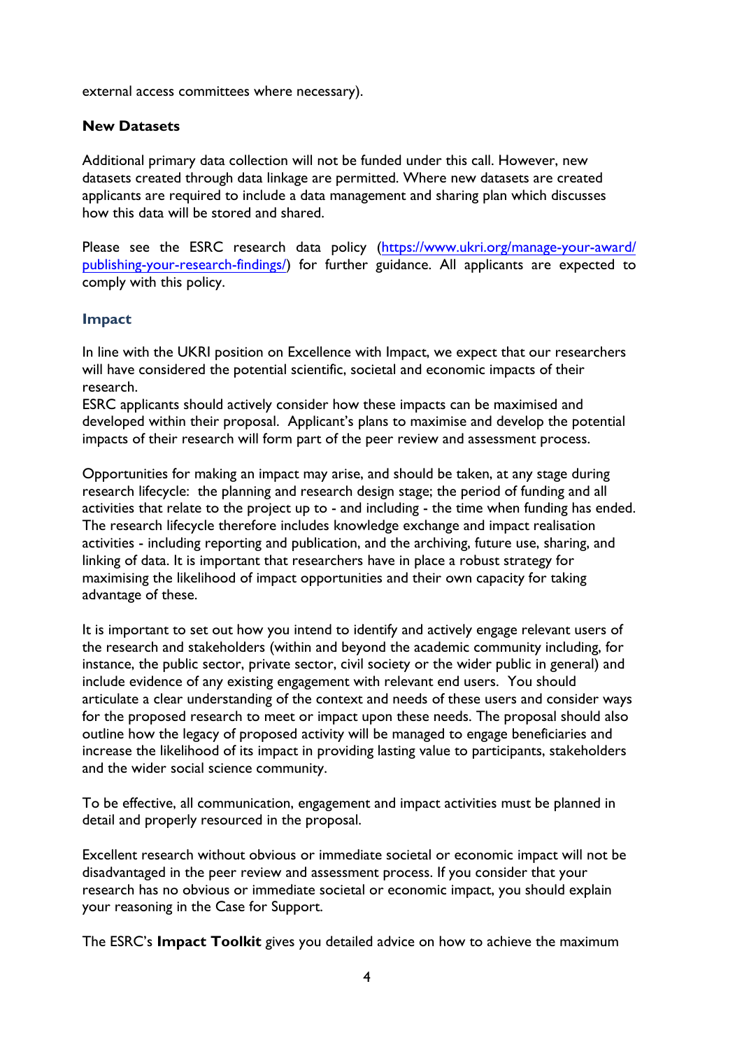external access committees where necessary).

**New Datasets**

Additional primary data collection will not be funded under this call. However, new datasets created through data linkage are permitted. Where new datasets are created applicants are required to include a data management and sharing plan which discusses how this data will be stored and shared.

Please see the ESRC research data policy ([https://www.ukri.org/manage-your-award/publishing-your-research-findings/](https://www.ukri.org/manage-your-award/publishing-your-research-findings/)) for further guidance. All applicants are expected to comply with this policy.

## Impact

In line with the UKRI position on Excellence with Impact, we expect that our researchers will have considered the potential scientific, societal and economic impacts of their research.
ESRC applicants should actively consider how these impacts can be maximised and developed within their proposal. Applicant's plans to maximise and develop the potential impacts of their research will form part of the peer review and assessment process.

Opportunities for making an impact may arise, and should be taken, at any stage during research lifecycle: the planning and research design stage; the period of funding and all activities that relate to the project up to - and including - the time when funding has ended. The research lifecycle therefore includes knowledge exchange and impact realisation activities - including reporting and publication, and the archiving, future use, sharing, and linking of data. It is important that researchers have in place a robust strategy for maximising the likelihood of impact opportunities and their own capacity for taking advantage of these.

It is important to set out how you intend to identify and actively engage relevant users of the research and stakeholders (within and beyond the academic community including, for instance, the public sector, private sector, civil society or the wider public in general) and include evidence of any existing engagement with relevant end users. You should articulate a clear understanding of the context and needs of these users and consider ways for the proposed research to meet or impact upon these needs. The proposal should also outline how the legacy of proposed activity will be managed to engage beneficiaries and increase the likelihood of its impact in providing lasting value to participants, stakeholders and the wider social science community.

To be effective, all communication, engagement and impact activities must be planned in detail and properly resourced in the proposal.

Excellent research without obvious or immediate societal or economic impact will not be disadvantaged in the peer review and assessment process. If you consider that your research has no obvious or immediate societal or economic impact, you should explain your reasoning in the Case for Support.

The ESRC's **Impact Toolkit** gives you detailed advice on how to achieve the maximum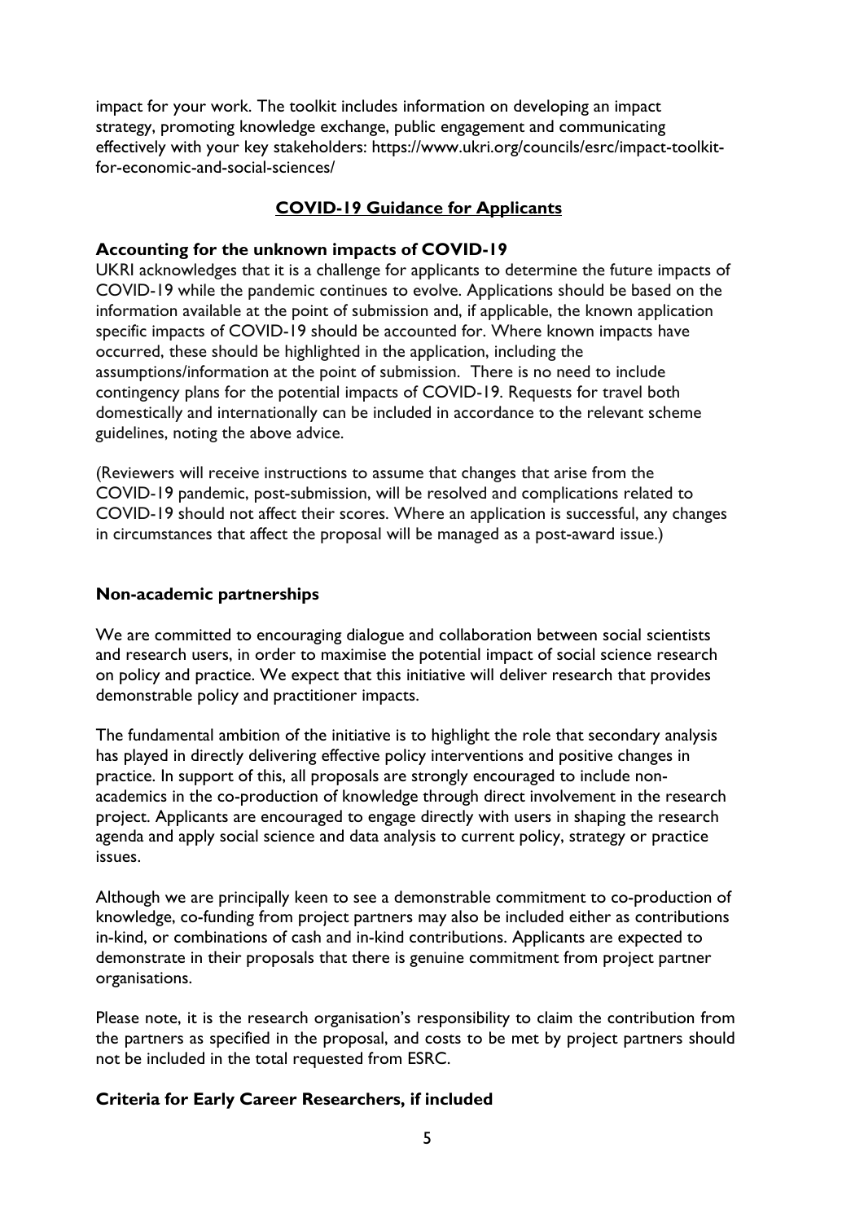impact for your work. The toolkit includes information on developing an impact strategy, promoting knowledge exchange, public engagement and communicating effectively with your key stakeholders: https://www.ukri.org/councils/esrc/impact-toolkit-for-economic-and-social-sciences/

## COVID-19 Guidance for Applicants

### Accounting for the unknown impacts of COVID-19

UKRI acknowledges that it is a challenge for applicants to determine the future impacts of COVID-19 while the pandemic continues to evolve. Applications should be based on the information available at the point of submission and, if applicable, the known application specific impacts of COVID-19 should be accounted for. Where known impacts have occurred, these should be highlighted in the application, including the assumptions/information at the point of submission. There is no need to include contingency plans for the potential impacts of COVID-19. Requests for travel both domestically and internationally can be included in accordance to the relevant scheme guidelines, noting the above advice.

(Reviewers will receive instructions to assume that changes that arise from the COVID-19 pandemic, post-submission, will be resolved and complications related to COVID-19 should not affect their scores. Where an application is successful, any changes in circumstances that affect the proposal will be managed as a post-award issue.)

### Non-academic partnerships

We are committed to encouraging dialogue and collaboration between social scientists and research users, in order to maximise the potential impact of social science research on policy and practice. We expect that this initiative will deliver research that provides demonstrable policy and practitioner impacts.

The fundamental ambition of the initiative is to highlight the role that secondary analysis has played in directly delivering effective policy interventions and positive changes in practice. In support of this, all proposals are strongly encouraged to include non-academics in the co-production of knowledge through direct involvement in the research project. Applicants are encouraged to engage directly with users in shaping the research agenda and apply social science and data analysis to current policy, strategy or practice issues.

Although we are principally keen to see a demonstrable commitment to co-production of knowledge, co-funding from project partners may also be included either as contributions in-kind, or combinations of cash and in-kind contributions. Applicants are expected to demonstrate in their proposals that there is genuine commitment from project partner organisations.

Please note, it is the research organisation's responsibility to claim the contribution from the partners as specified in the proposal, and costs to be met by project partners should not be included in the total requested from ESRC.

### Criteria for Early Career Researchers, if included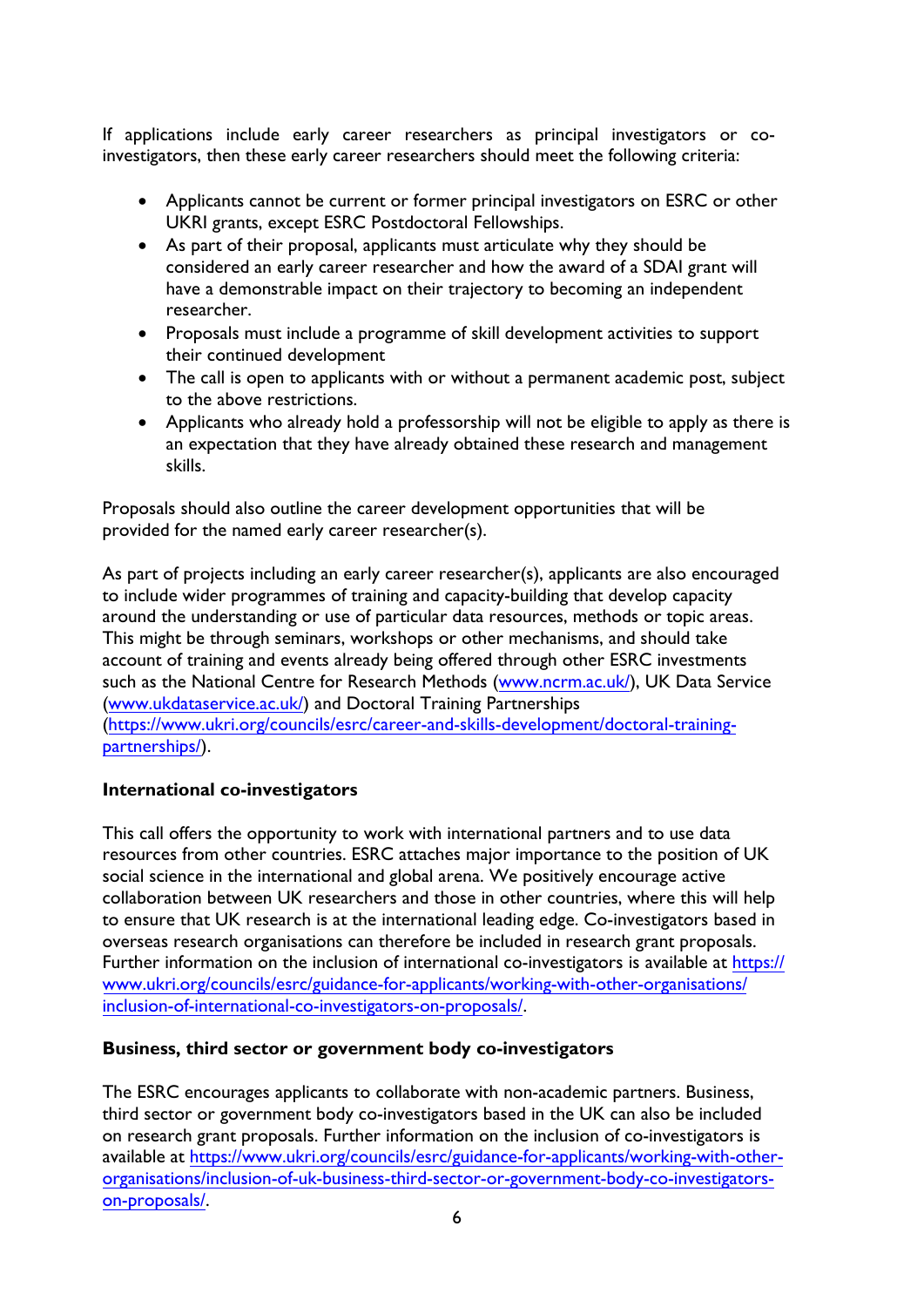If applications include early career researchers as principal investigators or co-investigators, then these early career researchers should meet the following criteria:

- Applicants cannot be current or former principal investigators on ESRC or other UKRI grants, except ESRC Postdoctoral Fellowships.
- As part of their proposal, applicants must articulate why they should be considered an early career researcher and how the award of a SDAI grant will have a demonstrable impact on their trajectory to becoming an independent researcher.
- Proposals must include a programme of skill development activities to support their continued development
- The call is open to applicants with or without a permanent academic post, subject to the above restrictions.
- Applicants who already hold a professorship will not be eligible to apply as there is an expectation that they have already obtained these research and management skills.

Proposals should also outline the career development opportunities that will be provided for the named early career researcher(s).

As part of projects including an early career researcher(s), applicants are also encouraged to include wider programmes of training and capacity-building that develop capacity around the understanding or use of particular data resources, methods or topic areas. This might be through seminars, workshops or other mechanisms, and should take account of training and events already being offered through other ESRC investments such as the National Centre for Research Methods (www.ncrm.ac.uk/), UK Data Service (www.ukdataservice.ac.uk/) and Doctoral Training Partnerships (https://www.ukri.org/councils/esrc/career-and-skills-development/doctoral-training-partnerships/).

**International co-investigators**

This call offers the opportunity to work with international partners and to use data resources from other countries. ESRC attaches major importance to the position of UK social science in the international and global arena. We positively encourage active collaboration between UK researchers and those in other countries, where this will help to ensure that UK research is at the international leading edge. Co-investigators based in overseas research organisations can therefore be included in research grant proposals. Further information on the inclusion of international co-investigators is available at https://www.ukri.org/councils/esrc/guidance-for-applicants/working-with-other-organisations/inclusion-of-international-co-investigators-on-proposals/.

**Business, third sector or government body co-investigators**

The ESRC encourages applicants to collaborate with non-academic partners. Business, third sector or government body co-investigators based in the UK can also be included on research grant proposals. Further information on the inclusion of co-investigators is available at https://www.ukri.org/councils/esrc/guidance-for-applicants/working-with-other-organisations/inclusion-of-uk-business-third-sector-or-government-body-co-investigators-on-proposals/.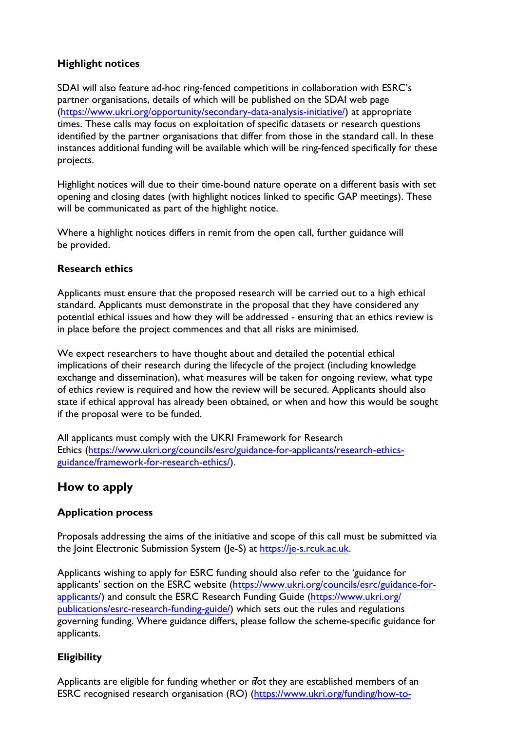### Highlight notices

SDAI will also feature ad-hoc ring-fenced competitions in collaboration with ESRC's partner organisations, details of which will be published on the SDAI web page (https://www.ukri.org/opportunity/secondary-data-analysis-initiative/) at appropriate times. These calls may focus on exploitation of specific datasets or research questions identified by the partner organisations that differ from those in the standard call. In these instances additional funding will be available which will be ring-fenced specifically for these projects.

Highlight notices will due to their time-bound nature operate on a different basis with set opening and closing dates (with highlight notices linked to specific GAP meetings). These will be communicated as part of the highlight notice.

Where a highlight notices differs in remit from the open call, further guidance will be provided.

### Research ethics

Applicants must ensure that the proposed research will be carried out to a high ethical standard. Applicants must demonstrate in the proposal that they have considered any potential ethical issues and how they will be addressed - ensuring that an ethics review is in place before the project commences and that all risks are minimised.

We expect researchers to have thought about and detailed the potential ethical implications of their research during the lifecycle of the project (including knowledge exchange and dissemination), what measures will be taken for ongoing review, what type of ethics review is required and how the review will be secured. Applicants should also state if ethical approval has already been obtained, or when and how this would be sought if the proposal were to be funded.

All applicants must comply with the UKRI Framework for Research Ethics (https://www.ukri.org/councils/esrc/guidance-for-applicants/research-ethics-guidance/framework-for-research-ethics/).

## How to apply

### Application process

Proposals addressing the aims of the initiative and scope of this call must be submitted via the Joint Electronic Submission System (Je-S) at https://je-s.rcuk.ac.uk.

Applicants wishing to apply for ESRC funding should also refer to the 'guidance for applicants' section on the ESRC website (https://www.ukri.org/councils/esrc/guidance-for-applicants/) and consult the ESRC Research Funding Guide (https://www.ukri.org/publications/esrc-research-funding-guide/) which sets out the rules and regulations governing funding. Where guidance differs, please follow the scheme-specific guidance for applicants.

### Eligibility

Applicants are eligible for funding whether or not they are established members of an ESRC recognised research organisation (RO) (https://www.ukri.org/funding/how-to-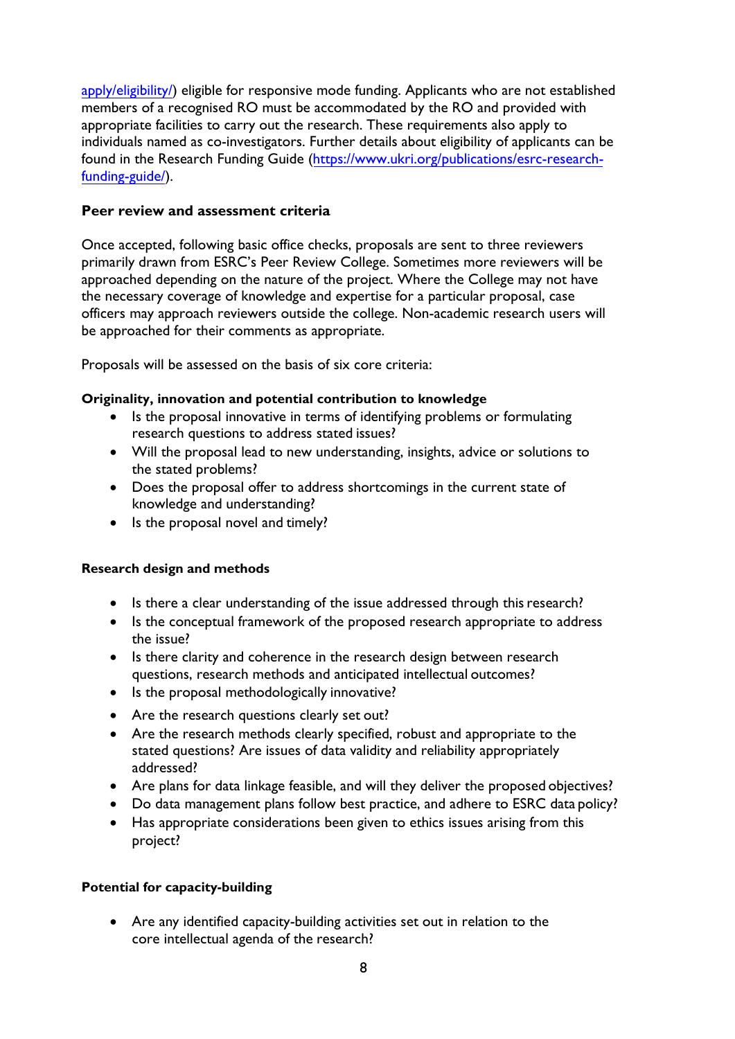apply/eligibility/) eligible for responsive mode funding. Applicants who are not established members of a recognised RO must be accommodated by the RO and provided with appropriate facilities to carry out the research. These requirements also apply to individuals named as co-investigators. Further details about eligibility of applicants can be found in the Research Funding Guide (https://www.ukri.org/publications/esrc-research-funding-guide/).

### Peer review and assessment criteria

Once accepted, following basic office checks, proposals are sent to three reviewers primarily drawn from ESRC's Peer Review College. Sometimes more reviewers will be approached depending on the nature of the project. Where the College may not have the necessary coverage of knowledge and expertise for a particular proposal, case officers may approach reviewers outside the college. Non-academic research users will be approached for their comments as appropriate.

Proposals will be assessed on the basis of six core criteria:

**Originality, innovation and potential contribution to knowledge**

- Is the proposal innovative in terms of identifying problems or formulating research questions to address stated issues?
- Will the proposal lead to new understanding, insights, advice or solutions to the stated problems?
- Does the proposal offer to address shortcomings in the current state of knowledge and understanding?
- Is the proposal novel and timely?

**Research design and methods**

- Is there a clear understanding of the issue addressed through this research?
- Is the conceptual framework of the proposed research appropriate to address the issue?
- Is there clarity and coherence in the research design between research questions, research methods and anticipated intellectual outcomes?
- Is the proposal methodologically innovative?
- Are the research questions clearly set out?
- Are the research methods clearly specified, robust and appropriate to the stated questions? Are issues of data validity and reliability appropriately addressed?
- Are plans for data linkage feasible, and will they deliver the proposed objectives?
- Do data management plans follow best practice, and adhere to ESRC data policy?
- Has appropriate considerations been given to ethics issues arising from this project?

**Potential for capacity-building**

- Are any identified capacity-building activities set out in relation to the core intellectual agenda of the research?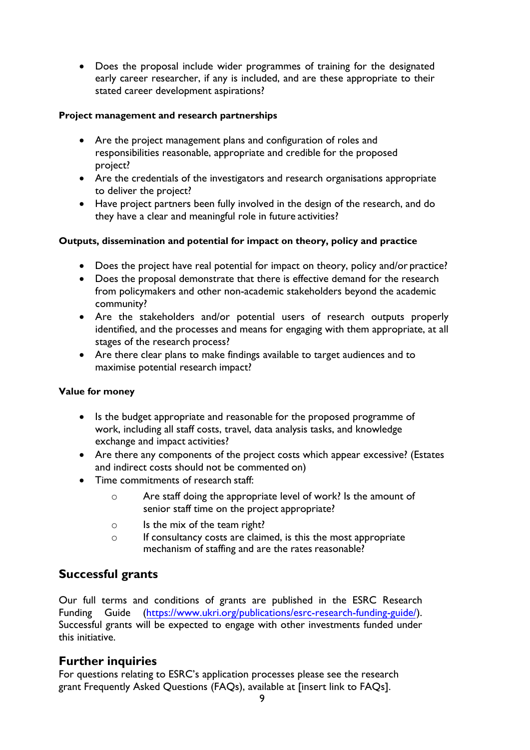- Does the proposal include wider programmes of training for the designated early career researcher, if any is included, and are these appropriate to their stated career development aspirations?

**Project management and research partnerships**

- Are the project management plans and configuration of roles and responsibilities reasonable, appropriate and credible for the proposed project?
- Are the credentials of the investigators and research organisations appropriate to deliver the project?
- Have project partners been fully involved in the design of the research, and do they have a clear and meaningful role in future activities?

**Outputs, dissemination and potential for impact on theory, policy and practice**

- Does the project have real potential for impact on theory, policy and/or practice?
- Does the proposal demonstrate that there is effective demand for the research from policymakers and other non-academic stakeholders beyond the academic community?
- Are the stakeholders and/or potential users of research outputs properly identified, and the processes and means for engaging with them appropriate, at all stages of the research process?
- Are there clear plans to make findings available to target audiences and to maximise potential research impact?

**Value for money**

- Is the budget appropriate and reasonable for the proposed programme of work, including all staff costs, travel, data analysis tasks, and knowledge exchange and impact activities?
- Are there any components of the project costs which appear excessive? (Estates and indirect costs should not be commented on)
- Time commitments of research staff:
  - Are staff doing the appropriate level of work? Is the amount of senior staff time on the project appropriate?
  - Is the mix of the team right?
  - If consultancy costs are claimed, is this the most appropriate mechanism of staffing and are the rates reasonable?

## Successful grants

Our full terms and conditions of grants are published in the ESRC Research Funding Guide (https://www.ukri.org/publications/esrc-research-funding-guide/). Successful grants will be expected to engage with other investments funded under this initiative.

## Further inquiries

For questions relating to ESRC's application processes please see the research grant Frequently Asked Questions (FAQs), available at [insert link to FAQs].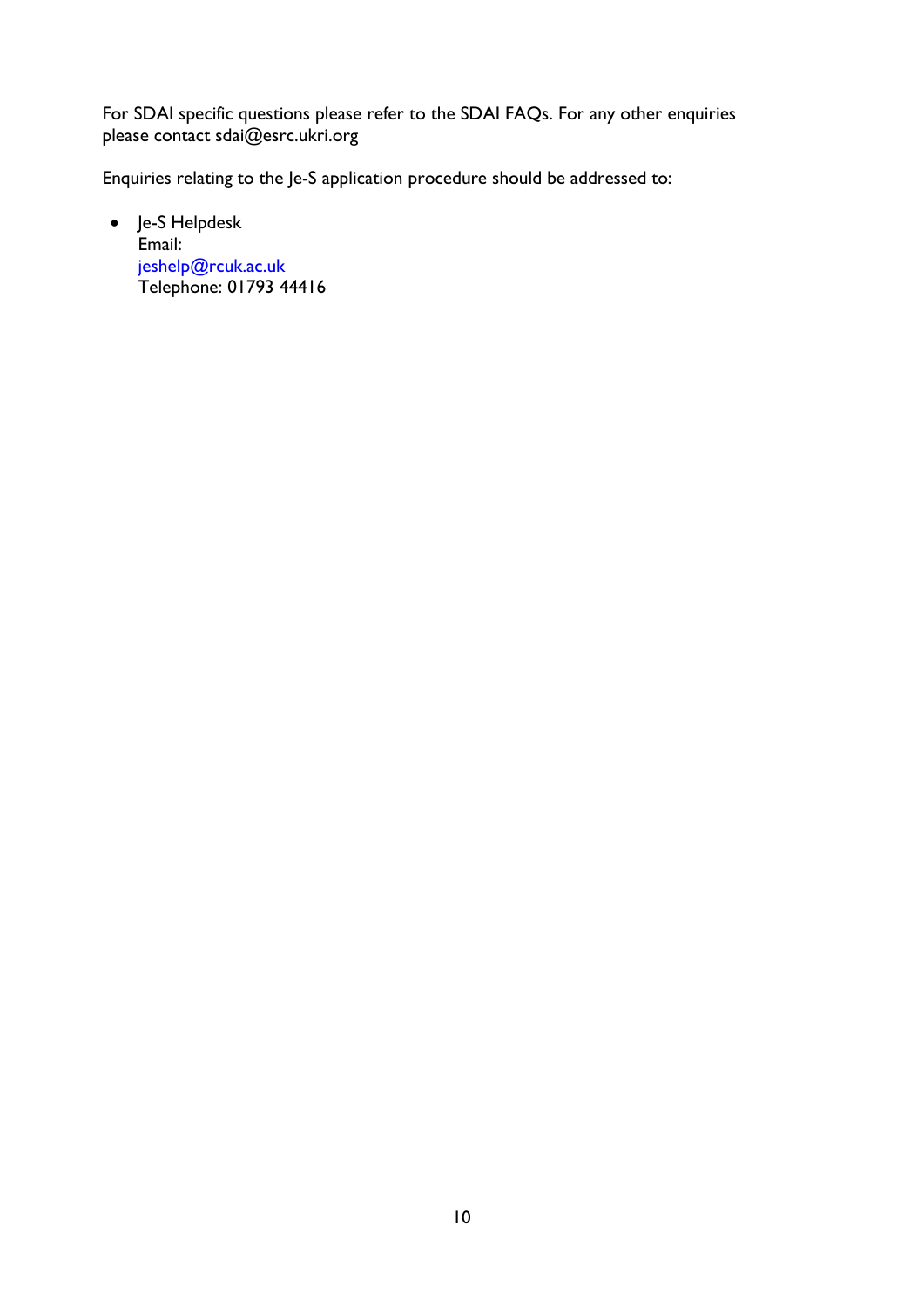For SDAI specific questions please refer to the SDAI FAQs. For any other enquiries please contact sdai@esrc.ukri.org

Enquiries relating to the Je-S application procedure should be addressed to:

- Je-S Helpdesk
  Email:
  jeshelp@rcuk.ac.uk
  Telephone: 01793 44416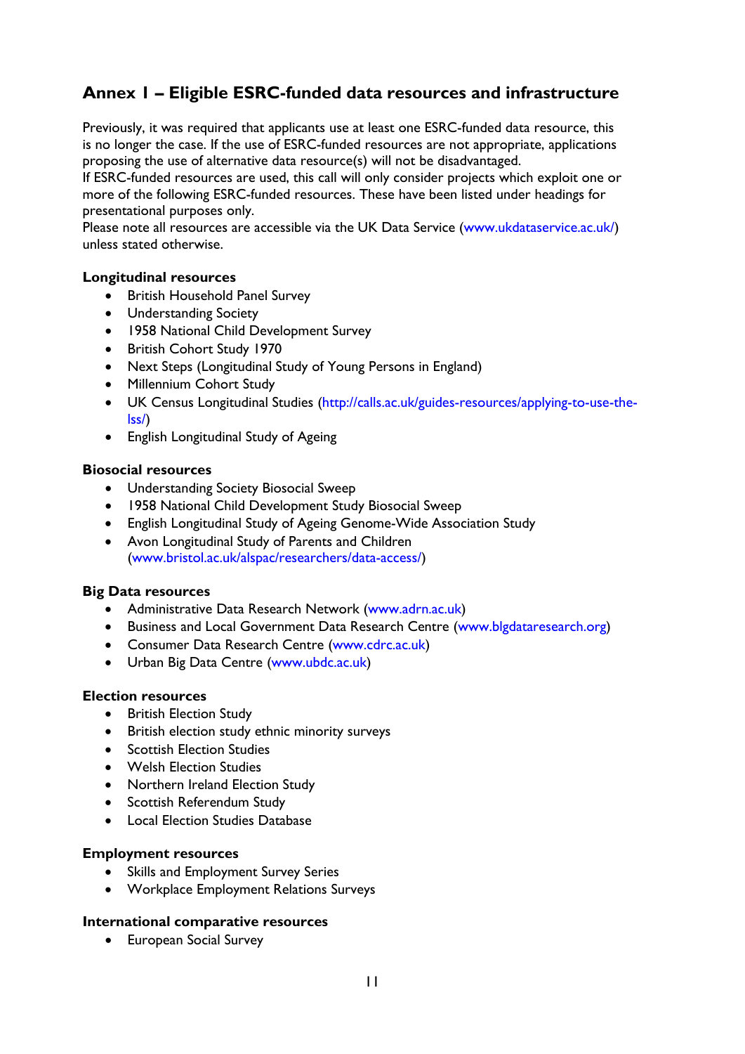## Annex 1 – Eligible ESRC-funded data resources and infrastructure

Previously, it was required that applicants use at least one ESRC-funded data resource, this is no longer the case. If the use of ESRC-funded resources are not appropriate, applications proposing the use of alternative data resource(s) will not be disadvantaged.
If ESRC-funded resources are used, this call will only consider projects which exploit one or more of the following ESRC-funded resources. These have been listed under headings for presentational purposes only.
Please note all resources are accessible via the UK Data Service (www.ukdataservice.ac.uk/) unless stated otherwise.

**Longitudinal resources**

- British Household Panel Survey
- Understanding Society
- 1958 National Child Development Survey
- British Cohort Study 1970
- Next Steps (Longitudinal Study of Young Persons in England)
- Millennium Cohort Study
- UK Census Longitudinal Studies (http://calls.ac.uk/guides-resources/applying-to-use-the-lss/)
- English Longitudinal Study of Ageing

**Biosocial resources**

- Understanding Society Biosocial Sweep
- 1958 National Child Development Study Biosocial Sweep
- English Longitudinal Study of Ageing Genome-Wide Association Study
- Avon Longitudinal Study of Parents and Children (www.bristol.ac.uk/alspac/researchers/data-access/)

**Big Data resources**

- Administrative Data Research Network (www.adrn.ac.uk)
- Business and Local Government Data Research Centre (www.blgdataresearch.org)
- Consumer Data Research Centre (www.cdrc.ac.uk)
- Urban Big Data Centre (www.ubdc.ac.uk)

**Election resources**

- British Election Study
- British election study ethnic minority surveys
- Scottish Election Studies
- Welsh Election Studies
- Northern Ireland Election Study
- Scottish Referendum Study
- Local Election Studies Database

**Employment resources**

- Skills and Employment Survey Series
- Workplace Employment Relations Surveys

**International comparative resources**

- European Social Survey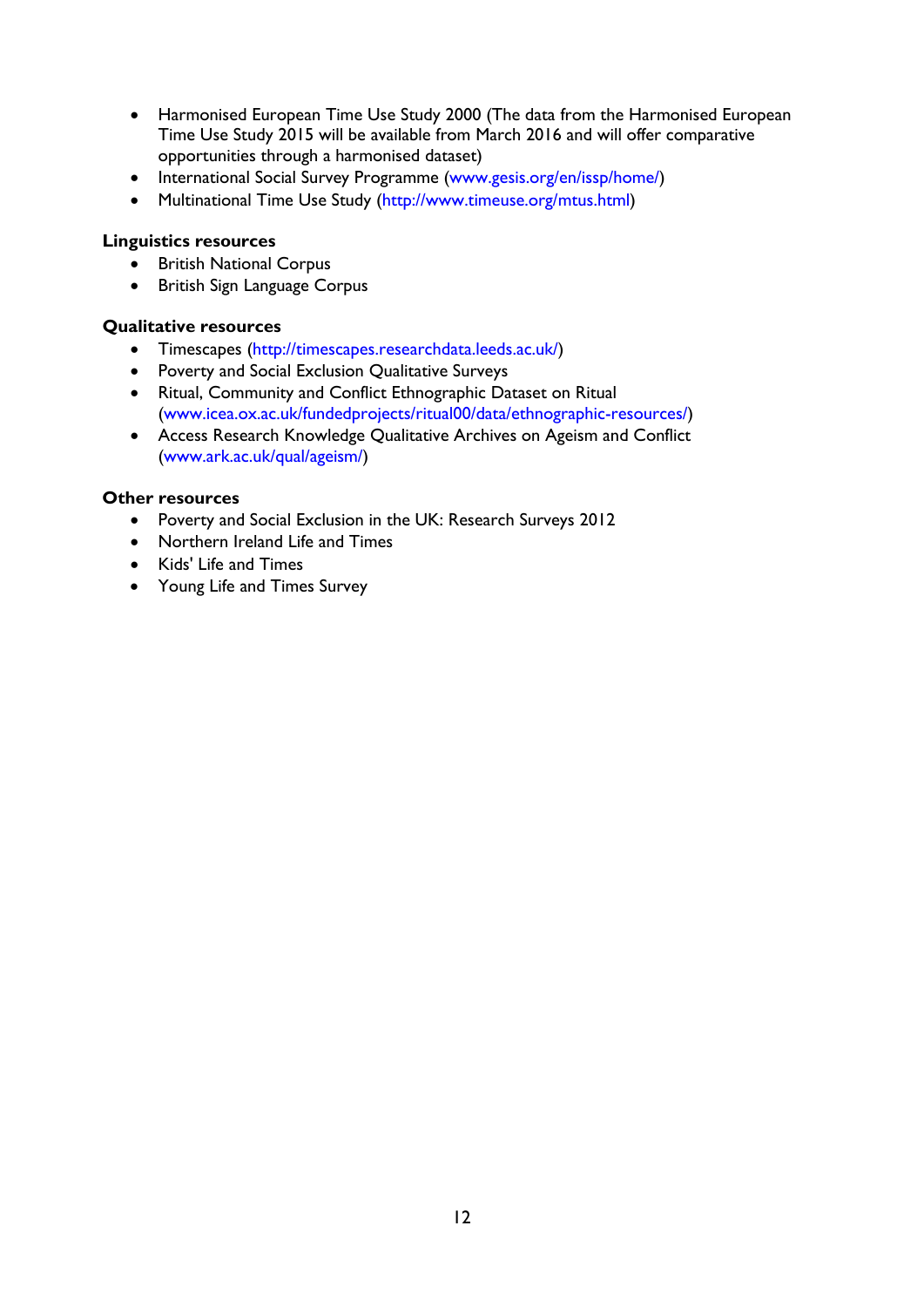- Harmonised European Time Use Study 2000 (The data from the Harmonised European Time Use Study 2015 will be available from March 2016 and will offer comparative opportunities through a harmonised dataset)
- International Social Survey Programme (www.gesis.org/en/issp/home/)
- Multinational Time Use Study (http://www.timeuse.org/mtus.html)

**Linguistics resources**

- British National Corpus
- British Sign Language Corpus

**Qualitative resources**

- Timescapes (http://timescapes.researchdata.leeds.ac.uk/)
- Poverty and Social Exclusion Qualitative Surveys
- Ritual, Community and Conflict Ethnographic Dataset on Ritual (www.icea.ox.ac.uk/fundedprojects/ritual00/data/ethnographic-resources/)
- Access Research Knowledge Qualitative Archives on Ageism and Conflict (www.ark.ac.uk/qual/ageism/)

**Other resources**

- Poverty and Social Exclusion in the UK: Research Surveys 2012
- Northern Ireland Life and Times
- Kids' Life and Times
- Young Life and Times Survey